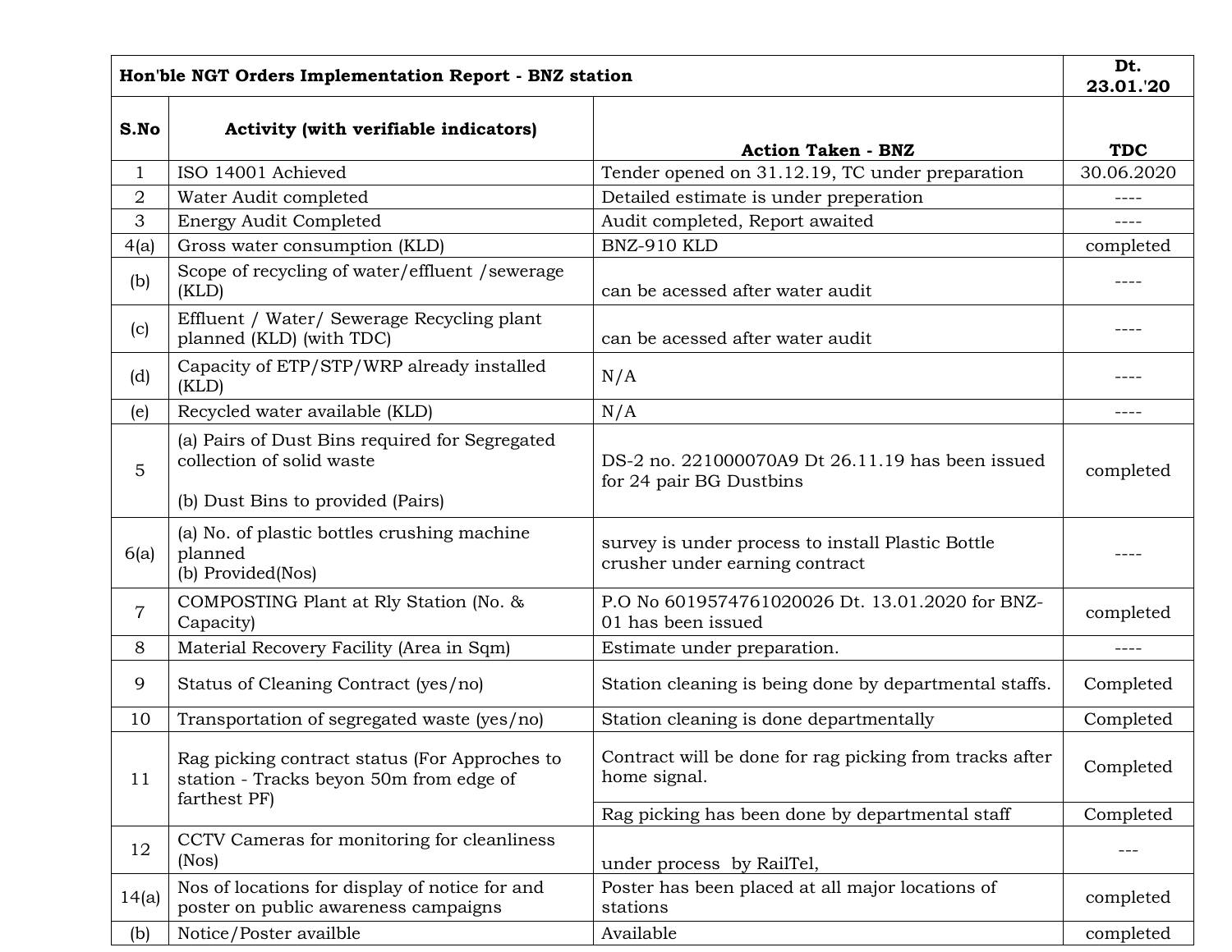| Hon'ble NGT Orders Implementation Report - BNZ station | | | Dt. 23.01.'20 |
|---|---|---|---|
| **S.No** | **Activity (with verifiable indicators)** | **Action Taken - BNZ** | **TDC** |
| 1 | ISO 14001 Achieved | Tender opened on 31.12.19, TC under preparation | 30.06.2020 |
| 2 | Water Audit completed | Detailed estimate is under preperation | ---- |
| 3 | Energy Audit Completed | Audit completed, Report awaited | ---- |
| 4(a) | Gross water consumption (KLD) | BNZ-910 KLD | completed |
| (b) | Scope of recycling of water/effluent /sewerage (KLD) | can be acessed after water audit | ---- |
| (c) | Effluent / Water/ Sewerage Recycling plant planned (KLD) (with TDC) | can be acessed after water audit | ---- |
| (d) | Capacity of ETP/STP/WRP already installed (KLD) | N/A | ---- |
| (e) | Recycled water available (KLD) | N/A | ---- |
| 5 | (a) Pairs of Dust Bins required for Segregated collection of solid waste<br><br>(b) Dust Bins to provided (Pairs) | DS-2 no. 221000070A9 Dt 26.11.19 has been issued for 24 pair BG Dustbins | completed |
| 6(a) | (a) No. of plastic bottles crushing machine planned<br>(b) Provided(Nos) | survey is under process to install Plastic Bottle crusher under earning contract | ---- |
| 7 | COMPOSTING Plant at Rly Station (No. & Capacity) | P.O No 6019574761020026 Dt. 13.01.2020 for BNZ-01 has been issued | completed |
| 8 | Material Recovery Facility (Area in Sqm) | Estimate under preparation. | ---- |
| 9 | Status of Cleaning Contract (yes/no) | Station cleaning is being done by departmental staffs. | Completed |
| 10 | Transportation of segregated waste (yes/no) | Station cleaning is done departmentally | Completed |
| 11 | Rag picking contract status (For Approches to station - Tracks beyon 50m from edge of farthest PF) | Contract will be done for rag picking from tracks after home signal. | Completed |
| | | Rag picking has been done by departmental staff | Completed |
| 12 | CCTV Cameras for monitoring for cleanliness (Nos) | under process by RailTel, | --- |
| 14(a) | Nos of locations for display of notice for and poster on public awareness campaigns | Poster has been placed at all major locations of stations | completed |
| (b) | Notice/Poster availble | Available | completed |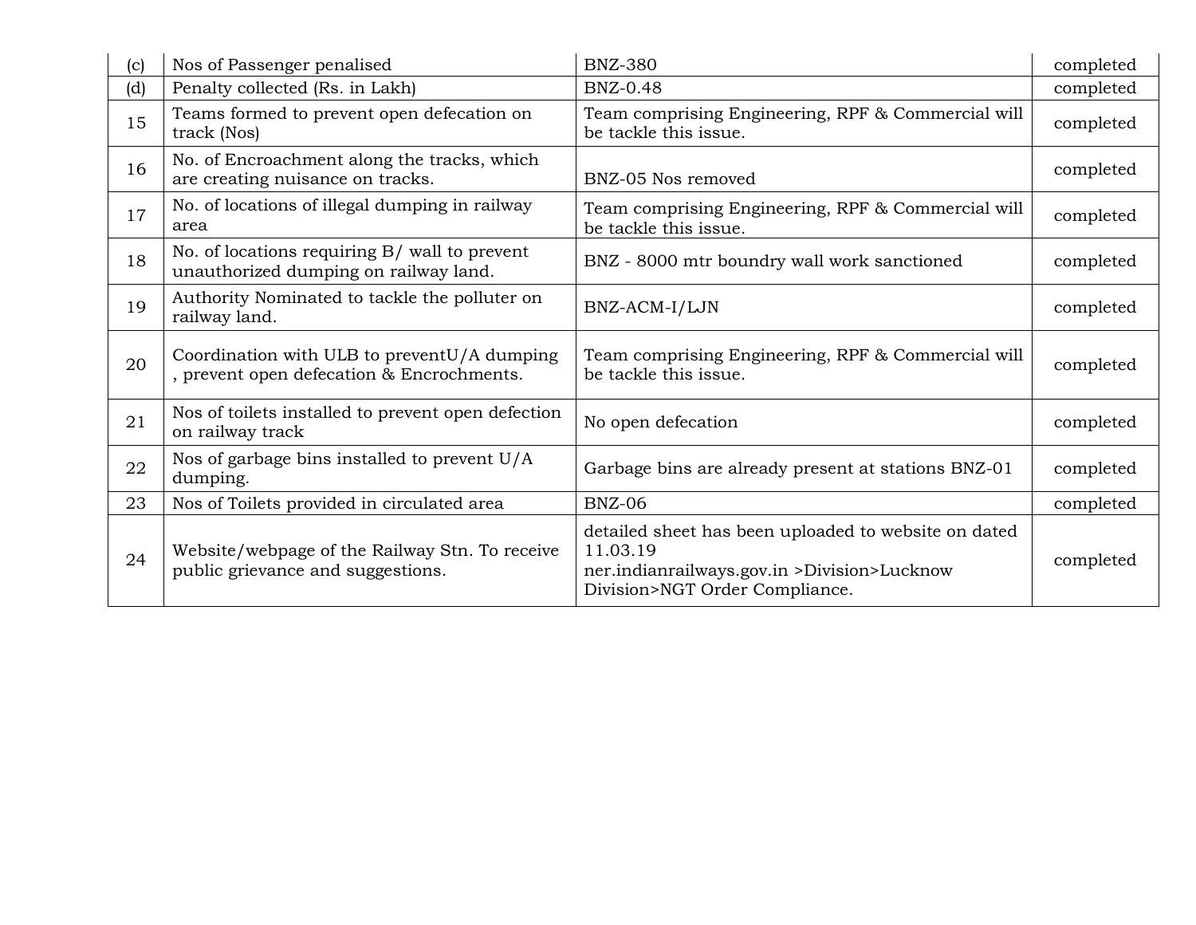| | | | |
|---|---|---|---|
| (c) | Nos of Passenger penalised | BNZ-380 | completed |
| (d) | Penalty collected (Rs. in Lakh) | BNZ-0.48 | completed |
| 15 | Teams formed to prevent open defecation on track (Nos) | Team comprising Engineering, RPF & Commercial will be tackle this issue. | completed |
| 16 | No. of Encroachment along the tracks, which are creating nuisance on tracks. | BNZ-05 Nos removed | completed |
| 17 | No. of locations of illegal dumping in railway area | Team comprising Engineering, RPF & Commercial will be tackle this issue. | completed |
| 18 | No. of locations requiring B/ wall to prevent unauthorized dumping on railway land. | BNZ - 8000 mtr boundry wall work sanctioned | completed |
| 19 | Authority Nominated to tackle the polluter on railway land. | BNZ-ACM-I/LJN | completed |
| 20 | Coordination with ULB to preventU/A dumping , prevent open defecation & Encrochments. | Team comprising Engineering, RPF & Commercial will be tackle this issue. | completed |
| 21 | Nos of toilets installed to prevent open defection on railway track | No open defecation | completed |
| 22 | Nos of garbage bins installed to prevent U/A dumping. | Garbage bins are already present at stations BNZ-01 | completed |
| 23 | Nos of Toilets provided in circulated area | BNZ-06 | completed |
| 24 | Website/webpage of the Railway Stn. To receive public grievance and suggestions. | detailed sheet has been uploaded to website on dated 11.03.19 ner.indianrailways.gov.in >Division>Lucknow Division>NGT Order Compliance. | completed |